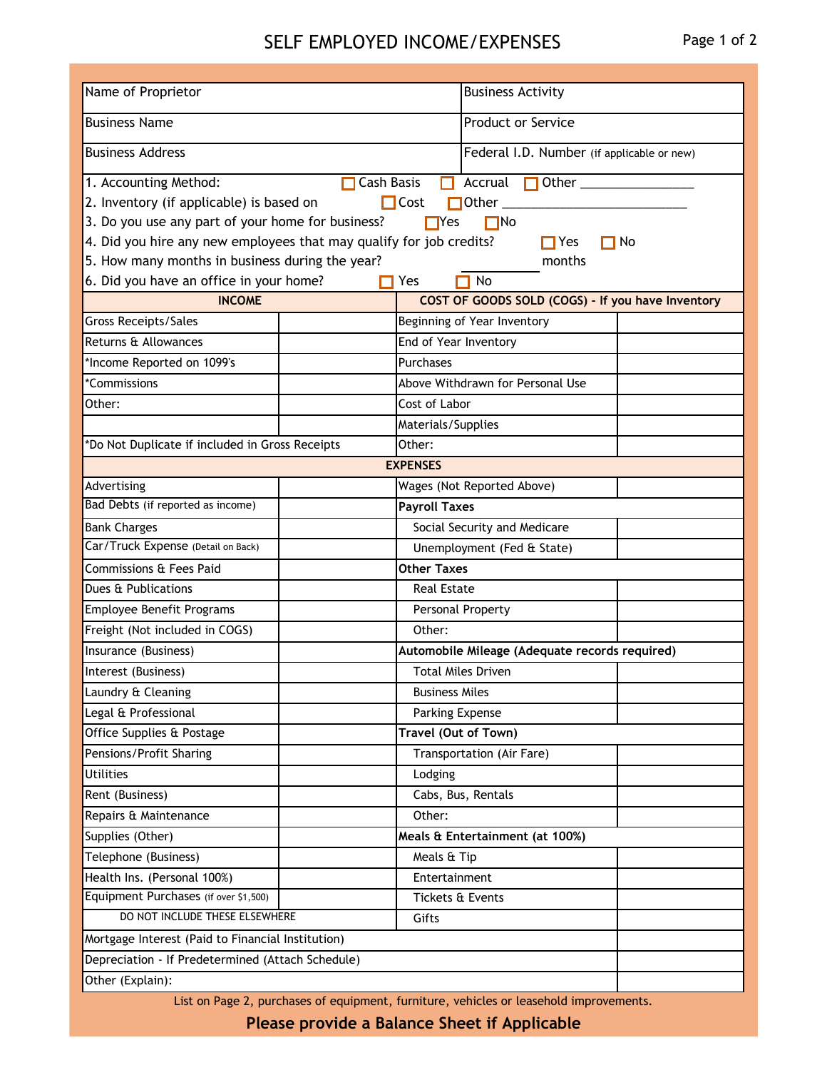# SELF EMPLOYED INCOME/EXPENSES

| | |
|---|---|
| Name of Proprietor | Business Activity |
| Business Name | Product or Service |
| Business Address | Federal I.D. Number (if applicable or new) |

1. Accounting Method: ☐ Cash Basis ☐ Accrual ☐ Other ________________
2. Inventory (if applicable) is based on ☐ Cost ☐ Other ___________________________
3. Do you use any part of your home for business? ☐ Yes ☐ No
4. Did you hire any new employees that may qualify for job credits? ☐ Yes ☐ No
5. How many months in business during the year? ________ months
6. Did you have an office in your home? ☐ Yes ☐ No

| INCOME | | COST OF GOODS SOLD (COGS) - If you have Inventory | |
|---|---|---|---|
| Gross Receipts/Sales | | Beginning of Year Inventory | |
| Returns & Allowances | | End of Year Inventory | |
| *Income Reported on 1099's | | Purchases | |
| *Commissions | | Above Withdrawn for Personal Use | |
| Other: | | Cost of Labor | |
| | | Materials/Supplies | |
| *Do Not Duplicate if included in Gross Receipts | | Other: | |

| **EXPENSES** | | | |
|---|---|---|---|
| Advertising | | Wages (Not Reported Above) | |
| Bad Debts (if reported as income) | | **Payroll Taxes** | |
| Bank Charges | | Social Security and Medicare | |
| Car/Truck Expense (Detail on Back) | | Unemployment (Fed & State) | |
| Commissions & Fees Paid | | **Other Taxes** | |
| Dues & Publications | | Real Estate | |
| Employee Benefit Programs | | Personal Property | |
| Freight (Not included in COGS) | | Other: | |
| Insurance (Business) | | **Automobile Mileage (Adequate records required)** | |
| Interest (Business) | | Total Miles Driven | |
| Laundry & Cleaning | | Business Miles | |
| Legal & Professional | | Parking Expense | |
| Office Supplies & Postage | | **Travel (Out of Town)** | |
| Pensions/Profit Sharing | | Transportation (Air Fare) | |
| Utilities | | Lodging | |
| Rent (Business) | | Cabs, Bus, Rentals | |
| Repairs & Maintenance | | Other: | |
| Supplies (Other) | | **Meals & Entertainment (at 100%)** | |
| Telephone (Business) | | Meals & Tip | |
| Health Ins. (Personal 100%) | | Entertainment | |
| Equipment Purchases (if over $1,500) | | Tickets & Events | |
| DO NOT INCLUDE THESE ELSEWHERE | | Gifts | |
| Mortgage Interest (Paid to Financial Institution) | | | |
| Depreciation - If Predetermined (Attach Schedule) | | | |
| Other (Explain): | | | |

List on Page 2, purchases of equipment, furniture, vehicles or leasehold improvements.

**Please provide a Balance Sheet if Applicable**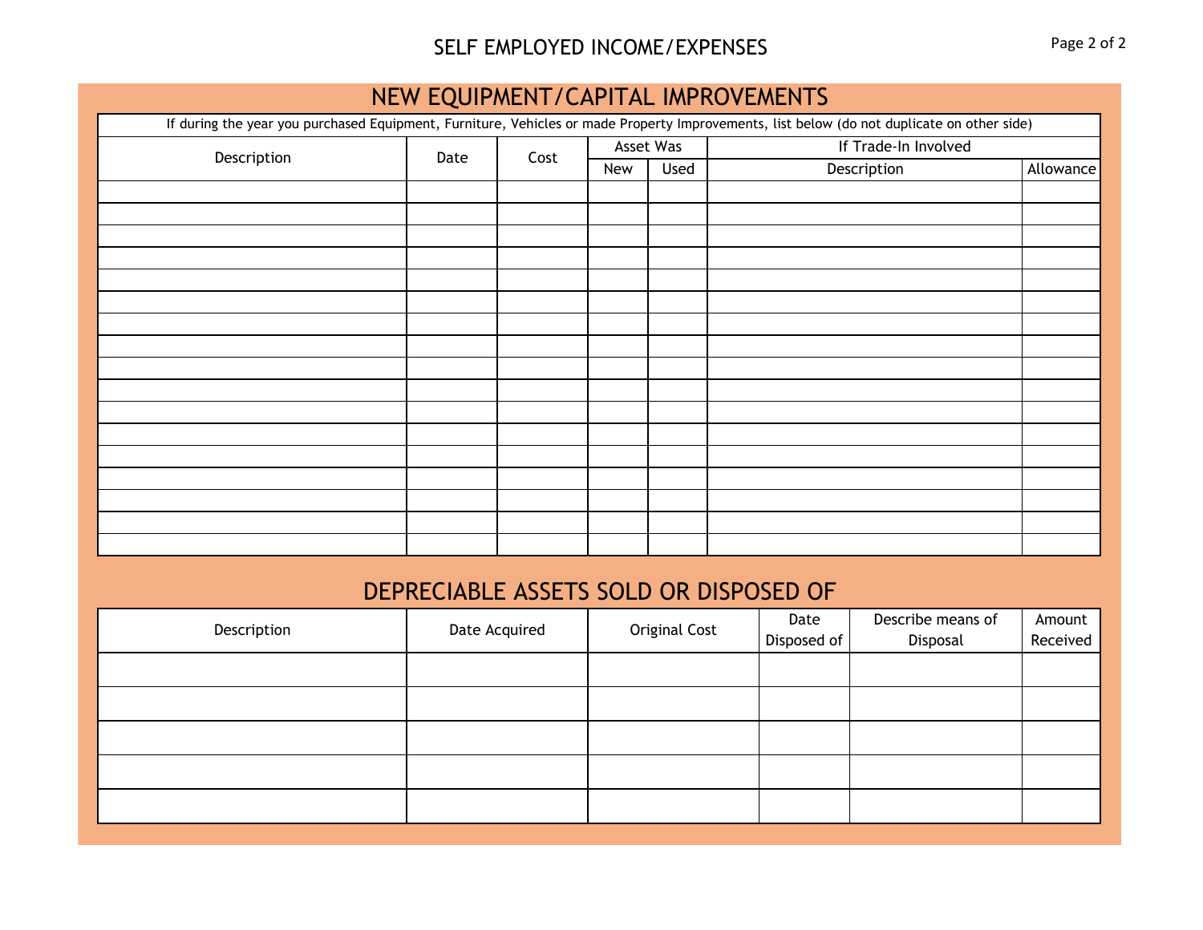# SELF EMPLOYED INCOME/EXPENSES

## NEW EQUIPMENT/CAPITAL IMPROVEMENTS

If during the year you purchased Equipment, Furniture, Vehicles or made Property Improvements, list below (do not duplicate on other side)

| Description | Date | Cost | Asset Was | | If Trade-In Involved | |
|---|---|---|---|---|---|---|
| | | | New | Used | Description | Allowance |
| | | | | | | |
| | | | | | | |
| | | | | | | |
| | | | | | | |
| | | | | | | |
| | | | | | | |
| | | | | | | |
| | | | | | | |
| | | | | | | |
| | | | | | | |
| | | | | | | |
| | | | | | | |
| | | | | | | |
| | | | | | | |
| | | | | | | |
| | | | | | | |
| | | | | | | |

## DEPRECIABLE ASSETS SOLD OR DISPOSED OF

| Description | Date Acquired | Original Cost | Date Disposed of | Describe means of Disposal | Amount Received |
|---|---|---|---|---|---|
| | | | | | |
| | | | | | |
| | | | | | |
| | | | | | |
| | | | | | |